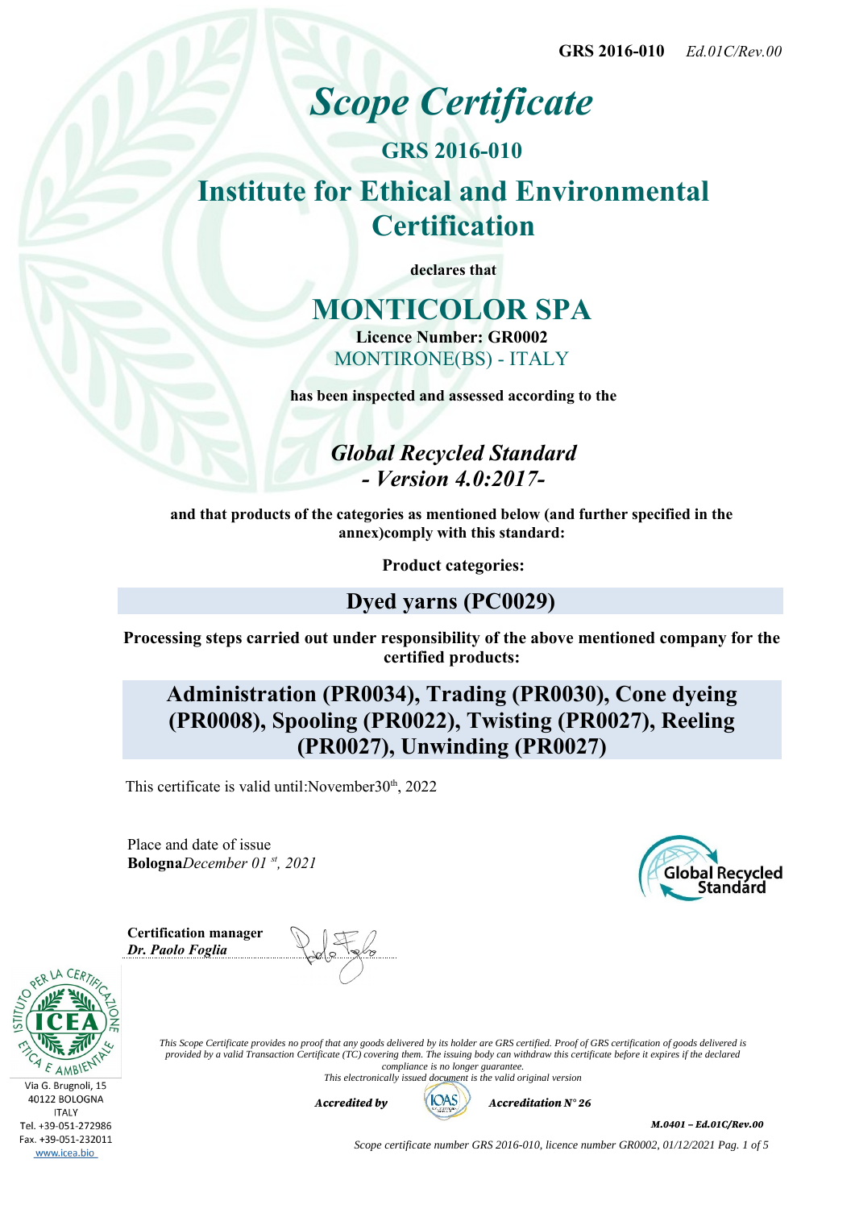# *Scope Certificate*

## GRS 2016-010

## Institute for Ethical and Environmental Certification

**declares that**

# MONTICOLOR SPA

**Licence Number: GR0002**

MONTIRONE(BS) - ITALY

**has been inspected and assessed according to the**

## *Global Recycled Standard - Version 4.0:2017-*

**and that products of the categories as mentioned below (and further specified in the annex)comply with this standard:**

**Product categories:**

## Dyed yarns (PC0029)

**Processing steps carried out under responsibility of the above mentioned company for the certified products:**

## Administration (PR0034), Trading (PR0030), Cone dyeing (PR0008), Spooling (PR0022), Twisting (PR0027), Reeling (PR0027), Unwinding (PR0027)

This certificate is valid until:November30th, 2022

Place and date of issue
**Bologna***December 01st, 2021*

Global Recycled Standard

**Certification manager**
***Dr. Paolo Foglia***

ISTITUTO PER LA CERTIFICAZIONE ETICA E AMBIENTALE - ICEA

Via G. Brugnoli, 15
40122 BOLOGNA
ITALY
Tel. +39-051-272986
Fax. +39-051-232011
www.icea.bio

*This Scope Certificate provides no proof that any goods delivered by its holder are GRS certified. Proof of GRS certification of goods delivered is provided by a valid Transaction Certificate (TC) covering them. The issuing body can withdraw this certificate before it expires if the declared compliance is no longer guarantee.*
*This electronically issued document is the valid original version*

***Accredited by*** IOAS ***Accreditation N° 26***

***M.0401 – Ed.01C/Rev.00***

*Scope certificate number GRS 2016-010, licence number GR0002, 01/12/2021*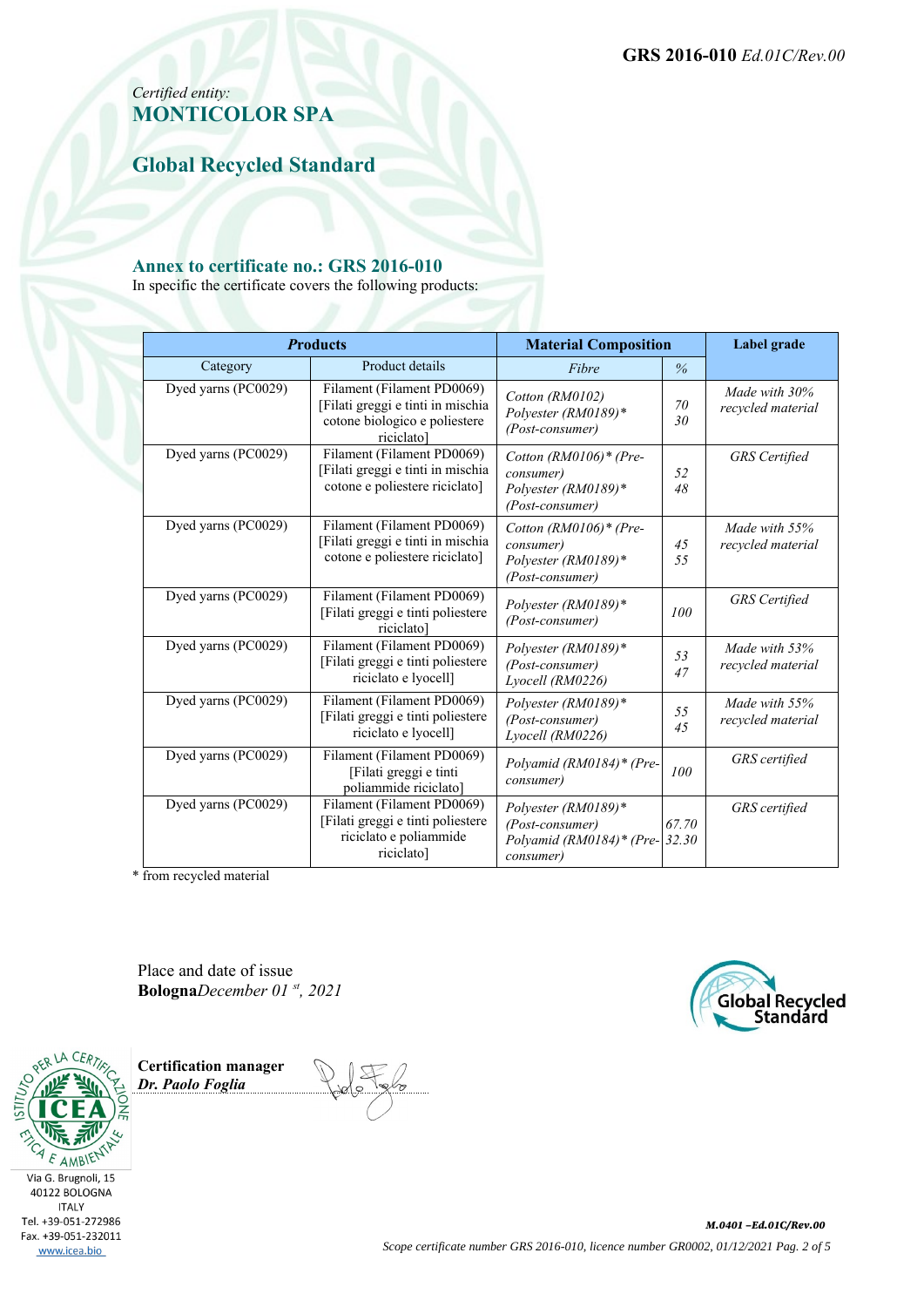GRS 2016-010 *Ed.01C/Rev.00*

*Certified entity:*
## MONTICOLOR SPA

## Global Recycled Standard

### Annex to certificate no.: GRS 2016-010

In specific the certificate covers the following products:

| *Products* | | Material Composition | | Label grade |
|---|---|---|---|---|
| Category | Product details | *Fibre* | *%* | |
| Dyed yarns (PC0029) | Filament (Filament PD0069) [Filati greggi e tinti in mischia cotone biologico e poliestere riciclato] | *Cotton (RM0102)* *Polyester (RM0189)\* (Post-consumer)* | *70* *30* | *Made with 30% recycled material* |
| Dyed yarns (PC0029) | Filament (Filament PD0069) [Filati greggi e tinti in mischia cotone e poliestere riciclato] | *Cotton (RM0106)\* (Pre-consumer)* *Polyester (RM0189)\* (Post-consumer)* | *52* *48* | *GRS Certified* |
| Dyed yarns (PC0029) | Filament (Filament PD0069) [Filati greggi e tinti in mischia cotone e poliestere riciclato] | *Cotton (RM0106)\* (Pre-consumer)* *Polyester (RM0189)\* (Post-consumer)* | *45* *55* | *Made with 55% recycled material* |
| Dyed yarns (PC0029) | Filament (Filament PD0069) [Filati greggi e tinti poliestere riciclato] | *Polyester (RM0189)\* (Post-consumer)* | *100* | *GRS Certified* |
| Dyed yarns (PC0029) | Filament (Filament PD0069) [Filati greggi e tinti poliestere riciclato e lyocell] | *Polyester (RM0189)\* (Post-consumer)* *Lyocell (RM0226)* | *53* *47* | *Made with 53% recycled material* |
| Dyed yarns (PC0029) | Filament (Filament PD0069) [Filati greggi e tinti poliestere riciclato e lyocell] | *Polyester (RM0189)\* (Post-consumer)* *Lyocell (RM0226)* | *55* *45* | *Made with 55% recycled material* |
| Dyed yarns (PC0029) | Filament (Filament PD0069) [Filati greggi e tinti poliammide riciclato] | *Polyamid (RM0184)\* (Pre-consumer)* | *100* | *GRS certified* |
| Dyed yarns (PC0029) | Filament (Filament PD0069) [Filati greggi e tinti poliestere riciclato e poliammide riciclato] | *Polyester (RM0189)\* (Post-consumer)* *Polyamid (RM0184)\* (Pre-consumer)* | *67.70* *32.30* | *GRS certified* |

\* from recycled material

Place and date of issue
**Bologna***December 01 st, 2021*

**Certification manager**
***Dr. Paolo Foglia***

Via G. Brugnoli, 15
40122 BOLOGNA
ITALY
Tel. +39-051-272986
Fax. +39-051-232011
www.icea.bio

***M.0401 –Ed.01C/Rev.00***

*Scope certificate number GRS 2016-010, licence number GR0002, 01/12/2021 Pag. 2 of 5*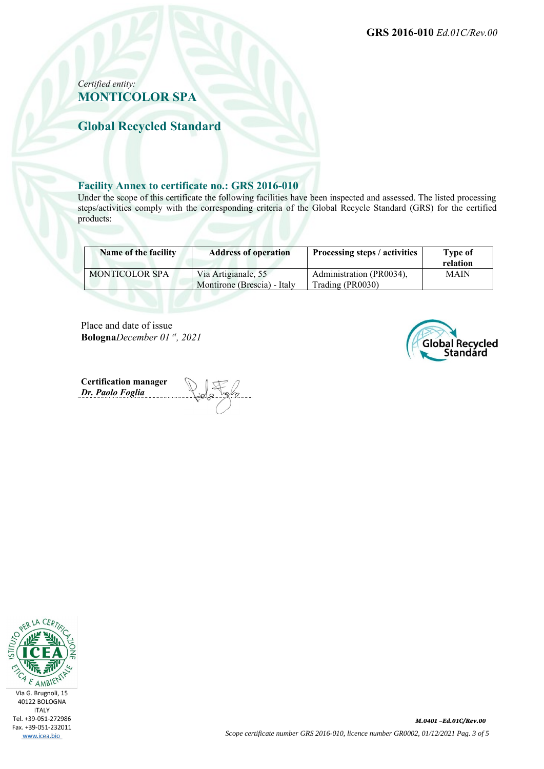GRS 2016-010 *Ed.01C/Rev.00*

*Certified entity:*
## MONTICOLOR SPA

## Global Recycled Standard

### Facility Annex to certificate no.: GRS 2016-010

Under the scope of this certificate the following facilities have been inspected and assessed. The listed processing steps/activities comply with the corresponding criteria of the Global Recycle Standard (GRS) for the certified products:

| Name of the facility | Address of operation | Processing steps / activities | Type of relation |
|---|---|---|---|
| MONTICOLOR SPA | Via Artigianale, 55<br>Montirone (Brescia) - Italy | Administration (PR0034),<br>Trading (PR0030) | MAIN |

Place and date of issue
**Bologna***December 01 st, 2021*

**Certification manager**
***Dr. Paolo Foglia***

Via G. Brugnoli, 15
40122 BOLOGNA
ITALY
Tel. +39-051-272986
Fax. +39-051-232011
www.icea.bio

***M.0401 –Ed.01C/Rev.00***

*Scope certificate number GRS 2016-010, licence number GR0002, 01/12/2021*